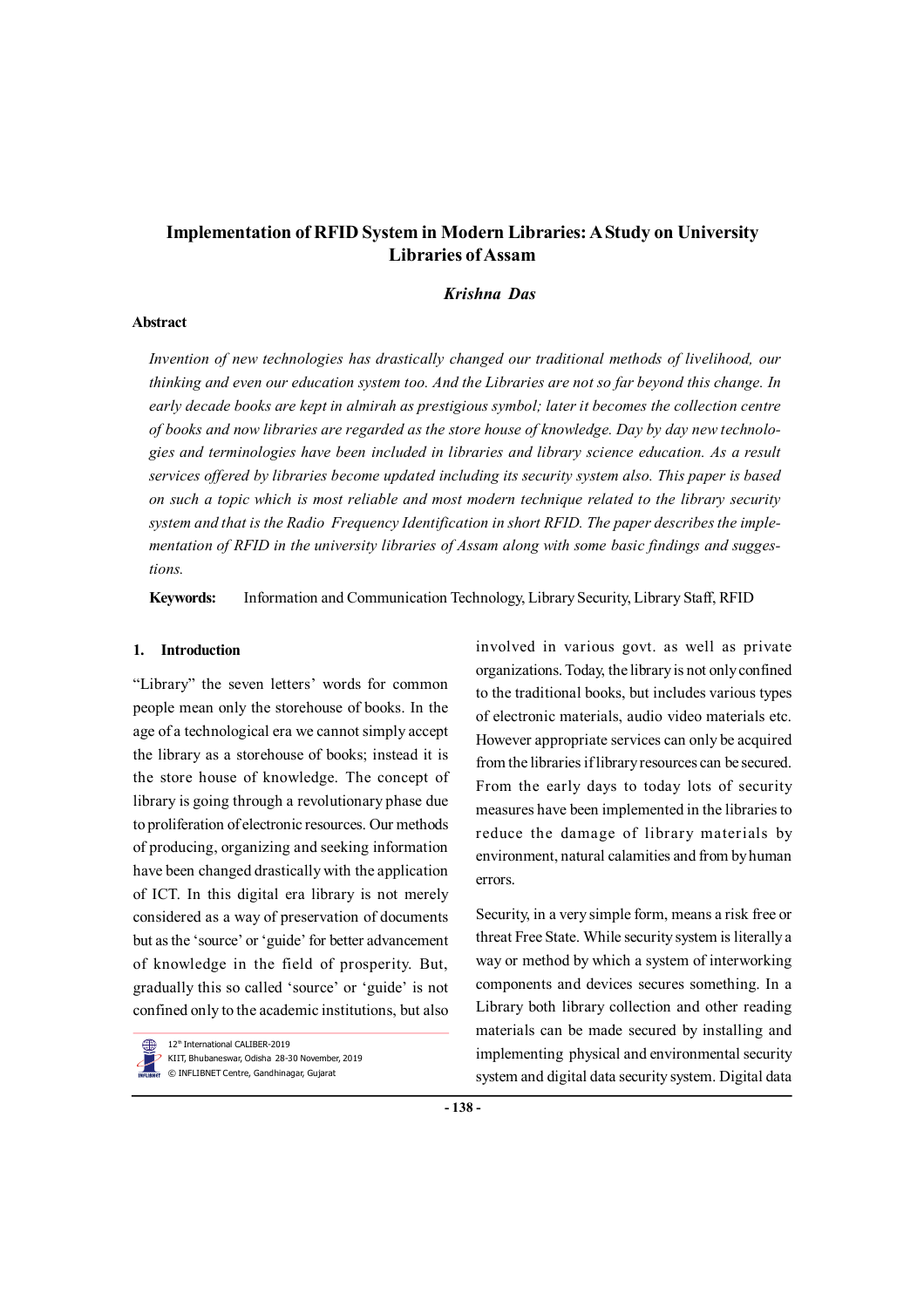# Implementation of RFID System in Modern Libraries: A Study on University Libraries of Assam

***Krishna Das***

## Abstract

*Invention of new technologies has drastically changed our traditional methods of livelihood, our thinking and even our education system too. And the Libraries are not so far beyond this change. In early decade books are kept in almirah as prestigious symbol; later it becomes the collection centre of books and now libraries are regarded as the store house of knowledge. Day by day new technologies and terminologies have been included in libraries and library science education. As a result services offered by libraries become updated including its security system also. This paper is based on such a topic which is most reliable and most modern technique related to the library security system and that is the Radio Frequency Identification in short RFID. The paper describes the implementation of RFID in the university libraries of Assam along with some basic findings and suggestions.*

**Keywords:** Information and Communication Technology, Library Security, Library Staff, RFID

## 1. Introduction

"Library" the seven letters' words for common people mean only the storehouse of books. In the age of a technological era we cannot simply accept the library as a storehouse of books; instead it is the store house of knowledge. The concept of library is going through a revolutionary phase due to proliferation of electronic resources. Our methods of producing, organizing and seeking information have been changed drastically with the application of ICT. In this digital era library is not merely considered as a way of preservation of documents but as the 'source' or 'guide' for better advancement of knowledge in the field of prosperity. But, gradually this so called 'source' or 'guide' is not confined only to the academic institutions, but also involved in various govt. as well as private organizations. Today, the library is not only confined to the traditional books, but includes various types of electronic materials, audio video materials etc. However appropriate services can only be acquired from the libraries if library resources can be secured. From the early days to today lots of security measures have been implemented in the libraries to reduce the damage of library materials by environment, natural calamities and from by human errors.

Security, in a very simple form, means a risk free or threat Free State. While security system is literally a way or method by which a system of interworking components and devices secures something. In a Library both library collection and other reading materials can be made secured by installing and implementing physical and environmental security system and digital data security system. Digital data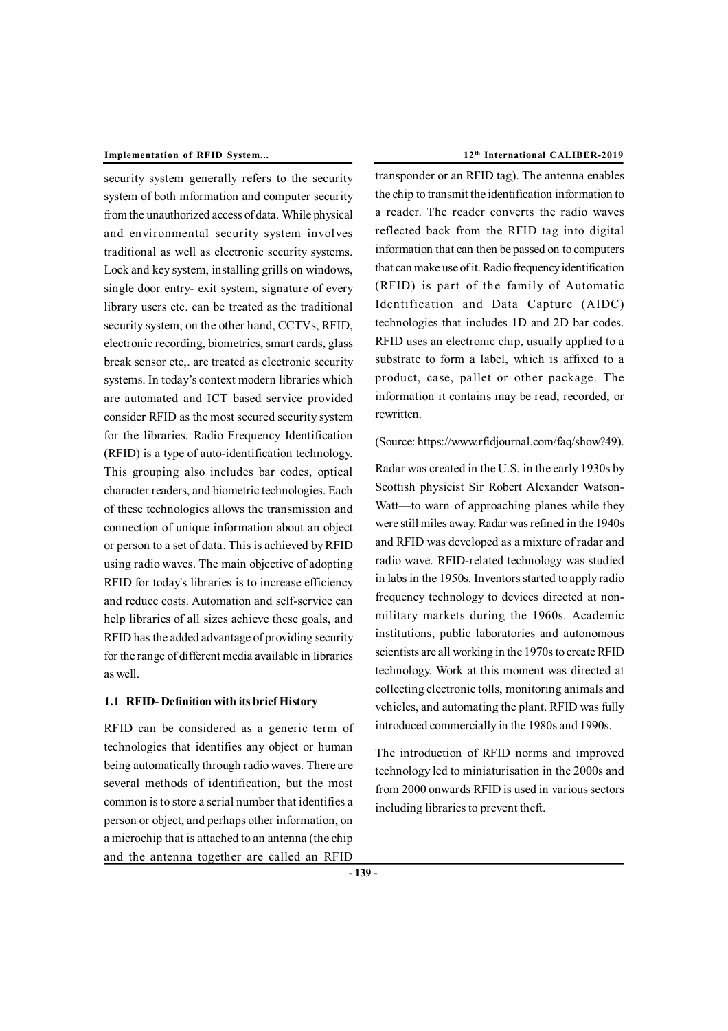security system generally refers to the security system of both information and computer security from the unauthorized access of data. While physical and environmental security system involves traditional as well as electronic security systems. Lock and key system, installing grills on windows, single door entry- exit system, signature of every library users etc. can be treated as the traditional security system; on the other hand, CCTVs, RFID, electronic recording, biometrics, smart cards, glass break sensor etc,. are treated as electronic security systems. In today's context modern libraries which are automated and ICT based service provided consider RFID as the most secured security system for the libraries. Radio Frequency Identification (RFID) is a type of auto-identification technology. This grouping also includes bar codes, optical character readers, and biometric technologies. Each of these technologies allows the transmission and connection of unique information about an object or person to a set of data. This is achieved by RFID using radio waves. The main objective of adopting RFID for today's libraries is to increase efficiency and reduce costs. Automation and self-service can help libraries of all sizes achieve these goals, and RFID has the added advantage of providing security for the range of different media available in libraries as well.

### 1.1 RFID- Definition with its brief History

RFID can be considered as a generic term of technologies that identifies any object or human being automatically through radio waves. There are several methods of identification, but the most common is to store a serial number that identifies a person or object, and perhaps other information, on a microchip that is attached to an antenna (the chip and the antenna together are called an RFID transponder or an RFID tag). The antenna enables the chip to transmit the identification information to a reader. The reader converts the radio waves reflected back from the RFID tag into digital information that can then be passed on to computers that can make use of it. Radio frequency identification (RFID) is part of the family of Automatic Identification and Data Capture (AIDC) technologies that includes 1D and 2D bar codes. RFID uses an electronic chip, usually applied to a substrate to form a label, which is affixed to a product, case, pallet or other package. The information it contains may be read, recorded, or rewritten.

(Source: https://www.rfidjournal.com/faq/show?49).

Radar was created in the U.S. in the early 1930s by Scottish physicist Sir Robert Alexander Watson-Watt—to warn of approaching planes while they were still miles away. Radar was refined in the 1940s and RFID was developed as a mixture of radar and radio wave. RFID-related technology was studied in labs in the 1950s. Inventors started to apply radio frequency technology to devices directed at non-military markets during the 1960s. Academic institutions, public laboratories and autonomous scientists are all working in the 1970s to create RFID technology. Work at this moment was directed at collecting electronic tolls, monitoring animals and vehicles, and automating the plant. RFID was fully introduced commercially in the 1980s and 1990s.

The introduction of RFID norms and improved technology led to miniaturisation in the 2000s and from 2000 onwards RFID is used in various sectors including libraries to prevent theft.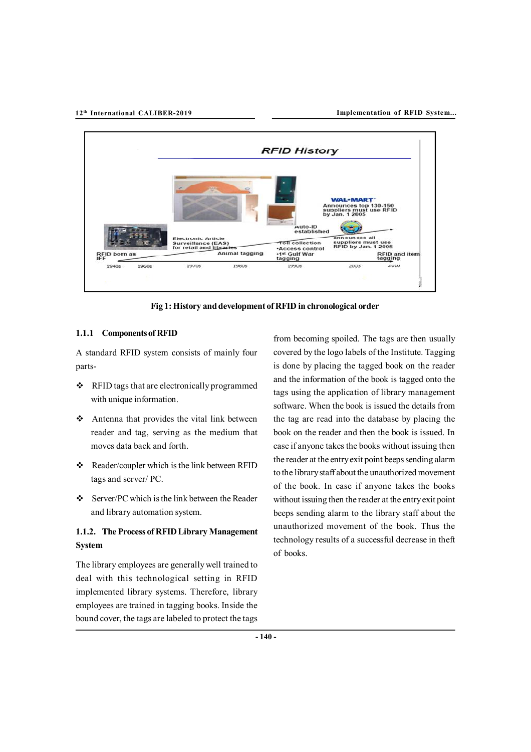Fig 1: History and development of RFID in chronological order

### 1.1.1 Components of RFID

A standard RFID system consists of mainly four parts-

- RFID tags that are electronically programmed with unique information.
- Antenna that provides the vital link between reader and tag, serving as the medium that moves data back and forth.
- Reader/coupler which is the link between RFID tags and server/ PC.
- Server/PC which is the link between the Reader and library automation system.

### 1.1.2. The Process of RFID Library Management System

The library employees are generally well trained to deal with this technological setting in RFID implemented library systems. Therefore, library employees are trained in tagging books. Inside the bound cover, the tags are labeled to protect the tags from becoming spoiled. The tags are then usually covered by the logo labels of the Institute. Tagging is done by placing the tagged book on the reader and the information of the book is tagged onto the tags using the application of library management software. When the book is issued the details from the tag are read into the database by placing the book on the reader and then the book is issued. In case if anyone takes the books without issuing then the reader at the entry exit point beeps sending alarm to the library staff about the unauthorized movement of the book. In case if anyone takes the books without issuing then the reader at the entry exit point beeps sending alarm to the library staff about the unauthorized movement of the book. Thus the technology results of a successful decrease in theft of books.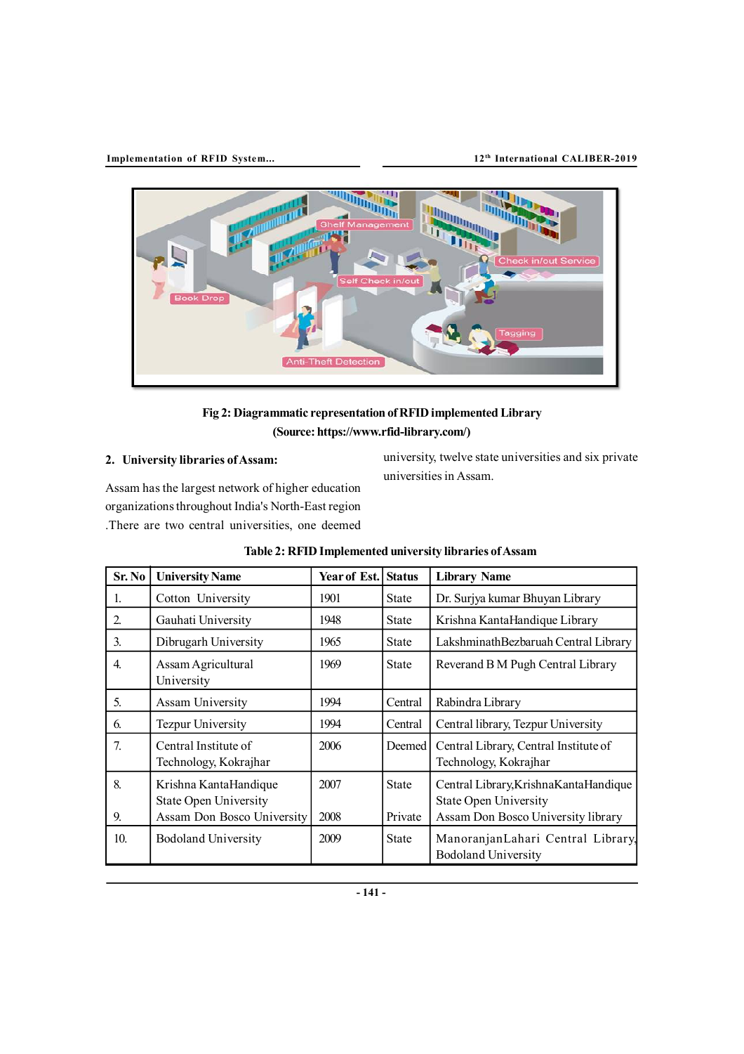Fig 2: Diagrammatic representation of RFID implemented Library
(Source: https://www.rfid-library.com/)

## 2. University libraries of Assam:

Assam has the largest network of higher education organizations throughout India's North-East region .There are two central universities, one deemed university, twelve state universities and six private universities in Assam.

**Table 2: RFID Implemented university libraries of Assam**

| Sr. No | University Name | Year of Est. | Status | Library Name |
|---|---|---|---|---|
| 1. | Cotton University | 1901 | State | Dr. Surjya kumar Bhuyan Library |
| 2. | Gauhati University | 1948 | State | Krishna KantaHandique Library |
| 3. | Dibrugarh University | 1965 | State | LakshminathBezbaruah Central Library |
| 4. | Assam Agricultural University | 1969 | State | Reverand B M Pugh Central Library |
| 5. | Assam University | 1994 | Central | Rabindra Library |
| 6. | Tezpur University | 1994 | Central | Central library, Tezpur University |
| 7. | Central Institute of Technology, Kokrajhar | 2006 | Deemed | Central Library, Central Institute of Technology, Kokrajhar |
| 8. | Krishna KantaHandique State Open University | 2007 | State | Central Library,KrishnaKantaHandique State Open University |
| 9. | Assam Don Bosco University | 2008 | Private | Assam Don Bosco University library |
| 10. | Bodoland University | 2009 | State | ManoranjanLahari Central Library, Bodoland University |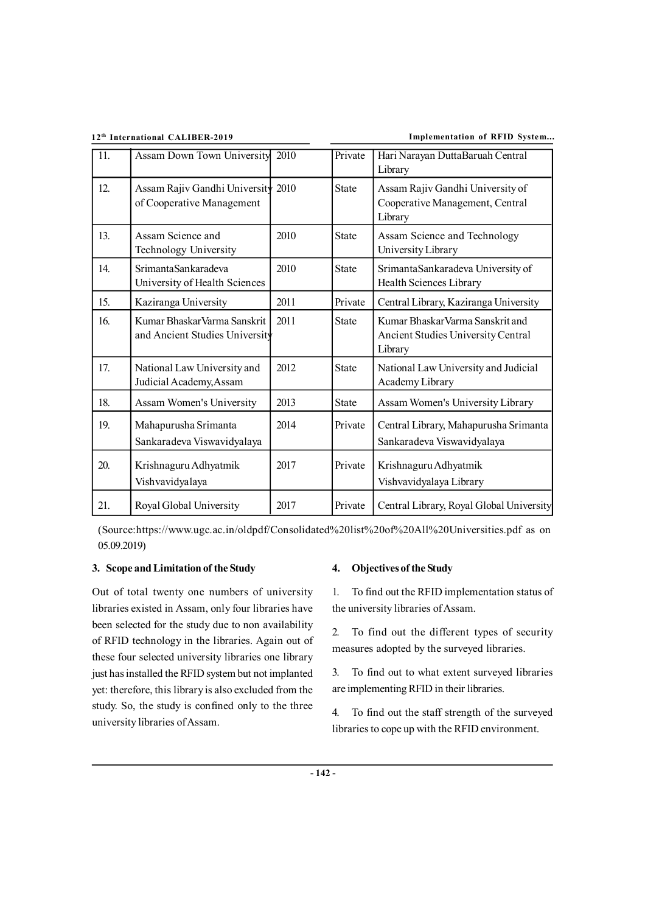| 11. | Assam Down Town University | 2010 | Private | Hari Narayan DuttaBaruah Central Library |
|---|---|---|---|---|
| 12. | Assam Rajiv Gandhi University of Cooperative Management | 2010 | State | Assam Rajiv Gandhi University of Cooperative Management, Central Library |
| 13. | Assam Science and Technology University | 2010 | State | Assam Science and Technology University Library |
| 14. | SrimantaSankaradeva University of Health Sciences | 2010 | State | SrimantaSankaradeva University of Health Sciences Library |
| 15. | Kaziranga University | 2011 | Private | Central Library, Kaziranga University |
| 16. | Kumar BhaskarVarma Sanskrit and Ancient Studies University | 2011 | State | Kumar BhaskarVarma Sanskrit and Ancient Studies University Central Library |
| 17. | National Law University and Judicial Academy,Assam | 2012 | State | National Law University and Judicial Academy Library |
| 18. | Assam Women's University | 2013 | State | Assam Women's University Library |
| 19. | Mahapurusha Srimanta Sankaradeva Viswavidyalaya | 2014 | Private | Central Library, Mahapurusha Srimanta Sankaradeva Viswavidyalaya |
| 20. | Krishnaguru Adhyatmik Vishvavidyalaya | 2017 | Private | Krishnaguru Adhyatmik Vishvavidyalaya Library |
| 21. | Royal Global University | 2017 | Private | Central Library, Royal Global University |

(Source:https://www.ugc.ac.in/oldpdf/Consolidated%20list%20of%20All%20Universities.pdf as on 05.09.2019)

### 3. Scope and Limitation of the Study

Out of total twenty one numbers of university libraries existed in Assam, only four libraries have been selected for the study due to non availability of RFID technology in the libraries. Again out of these four selected university libraries one library just has installed the RFID system but not implanted yet: therefore, this library is also excluded from the study. So, the study is confined only to the three university libraries of Assam.

### 4. Objectives of the Study

1. To find out the RFID implementation status of the university libraries of Assam.
2. To find out the different types of security measures adopted by the surveyed libraries.
3. To find out to what extent surveyed libraries are implementing RFID in their libraries.
4. To find out the staff strength of the surveyed libraries to cope up with the RFID environment.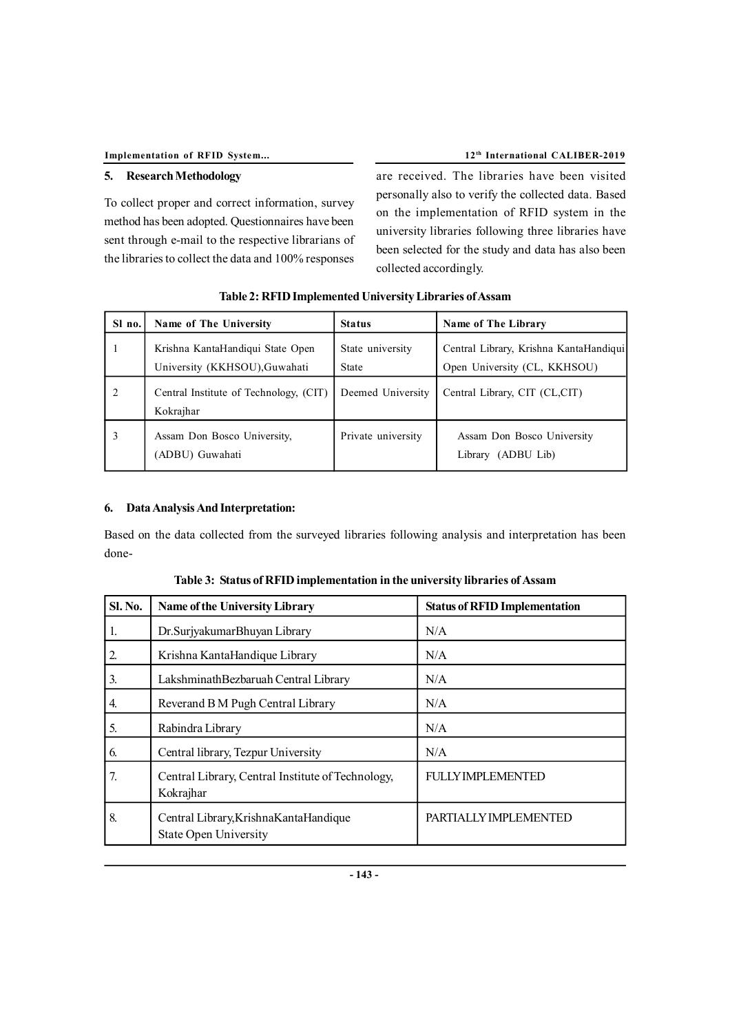## 5. Research Methodology

To collect proper and correct information, survey method has been adopted. Questionnaires have been sent through e-mail to the respective librarians of the libraries to collect the data and 100% responses are received. The libraries have been visited personally also to verify the collected data. Based on the implementation of RFID system in the university libraries following three libraries have been selected for the study and data has also been collected accordingly.

**Table 2: RFID Implemented University Libraries of Assam**

| Sl no. | Name of The University | Status | Name of The Library |
|---|---|---|---|
| 1 | Krishna KantaHandiqui State Open University (KKHSOU),Guwahati | State university State | Central Library, Krishna KantaHandiqui Open University (CL, KKHSOU) |
| 2 | Central Institute of Technology, (CIT) Kokrajhar | Deemed University | Central Library, CIT (CL,CIT) |
| 3 | Assam Don Bosco University, (ADBU) Guwahati | Private university | Assam Don Bosco University Library (ADBU Lib) |

## 6. Data Analysis And Interpretation:

Based on the data collected from the surveyed libraries following analysis and interpretation has been done-

**Table 3: Status of RFID implementation in the university libraries of Assam**

| Sl. No. | Name of the University Library | Status of RFID Implementation |
|---|---|---|
| 1. | Dr.SurjyakumarBhuyan Library | N/A |
| 2. | Krishna KantaHandique Library | N/A |
| 3. | LakshminathBezbaruah Central Library | N/A |
| 4. | Reverand B M Pugh Central Library | N/A |
| 5. | Rabindra Library | N/A |
| 6. | Central library, Tezpur University | N/A |
| 7. | Central Library, Central Institute of Technology, Kokrajhar | FULLY IMPLEMENTED |
| 8. | Central Library,KrishnaKantaHandique State Open University | PARTIALLY IMPLEMENTED |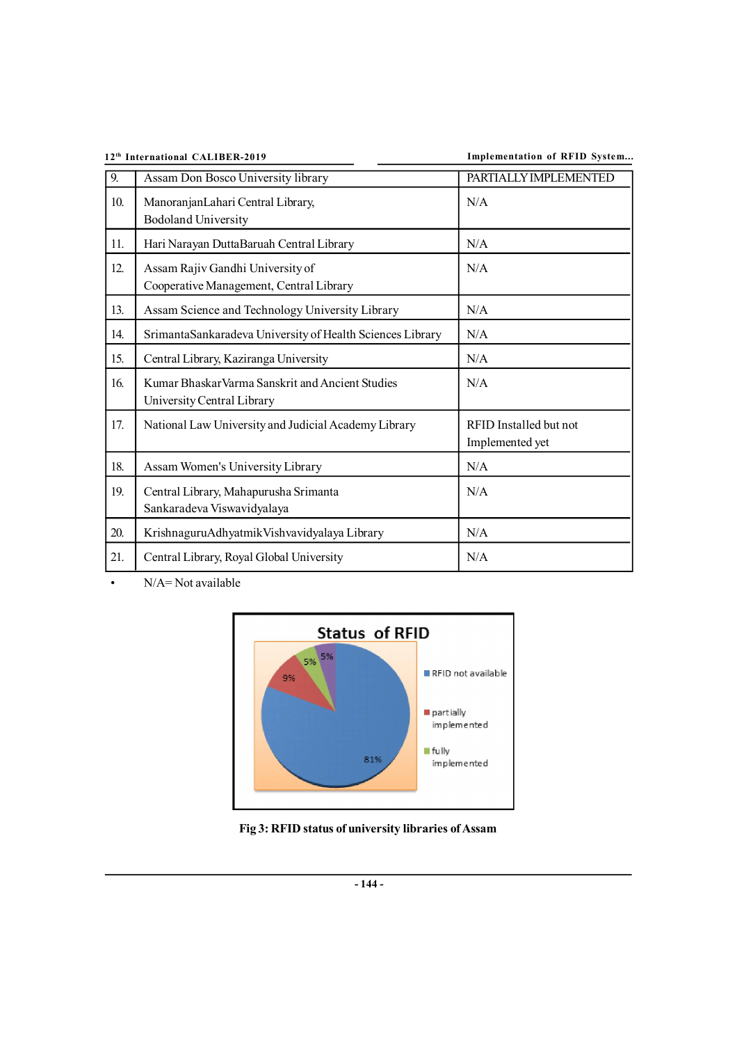| | | |
|---|---|---|
| 9. | Assam Don Bosco University library | PARTIALLY IMPLEMENTED |
| 10. | ManoranjanLahari Central Library, Bodoland University | N/A |
| 11. | Hari Narayan DuttaBaruah Central Library | N/A |
| 12. | Assam Rajiv Gandhi University of Cooperative Management, Central Library | N/A |
| 13. | Assam Science and Technology University Library | N/A |
| 14. | SrimantaSankaradeva University of Health Sciences Library | N/A |
| 15. | Central Library, Kaziranga University | N/A |
| 16. | Kumar BhaskarVarma Sanskrit and Ancient Studies University Central Library | N/A |
| 17. | National Law University and Judicial Academy Library | RFID Installed but not Implemented yet |
| 18. | Assam Women's University Library | N/A |
| 19. | Central Library, Mahapurusha Srimanta Sankaradeva Viswavidyalaya | N/A |
| 20. | KrishnaguruAdhyatmikVishvavidyalaya Library | N/A |
| 21. | Central Library, Royal Global University | N/A |

- N/A= Not available

**Status of RFID**

| Status | Percentage |
|---|---|
| RFID not available | 81% |
| partially implemented | 9% |
| fully implemented | 5% |
| (unlabeled) | 5% |

**Fig 3: RFID status of university libraries of Assam**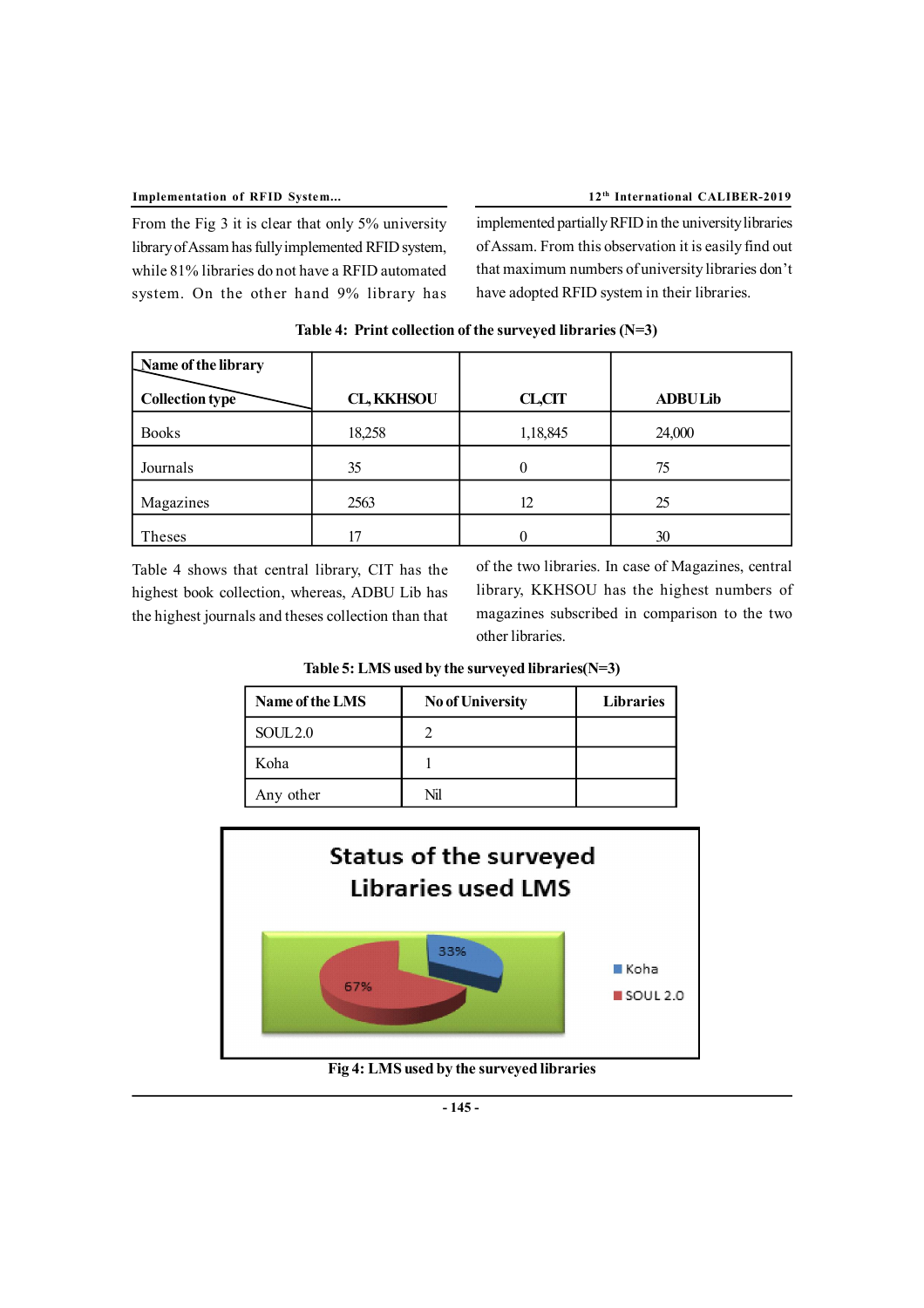From the Fig 3 it is clear that only 5% university library of Assam has fully implemented RFID system, while 81% libraries do not have a RFID automated system. On the other hand 9% library has implemented partially RFID in the university libraries of Assam. From this observation it is easily find out that maximum numbers of university libraries don't have adopted RFID system in their libraries.

**Table 4: Print collection of the surveyed libraries (N=3)**

| Name of the library / Collection type | CL, KKHSOU | CL,CIT | ADBU Lib |
|---|---|---|---|
| Books | 18,258 | 1,18,845 | 24,000 |
| Journals | 35 | 0 | 75 |
| Magazines | 2563 | 12 | 25 |
| Theses | 17 | 0 | 30 |

Table 4 shows that central library, CIT has the highest book collection, whereas, ADBU Lib has the highest journals and theses collection than that of the two libraries. In case of Magazines, central library, KKHSOU has the highest numbers of magazines subscribed in comparison to the two other libraries.

**Table 5: LMS used by the surveyed libraries(N=3)**

| Name of the LMS | No of University | Libraries |
|---|---|---|
| SOUL2.0 | 2 | |
| Koha | 1 | |
| Any other | Nil | |

**Fig 4: LMS used by the surveyed libraries**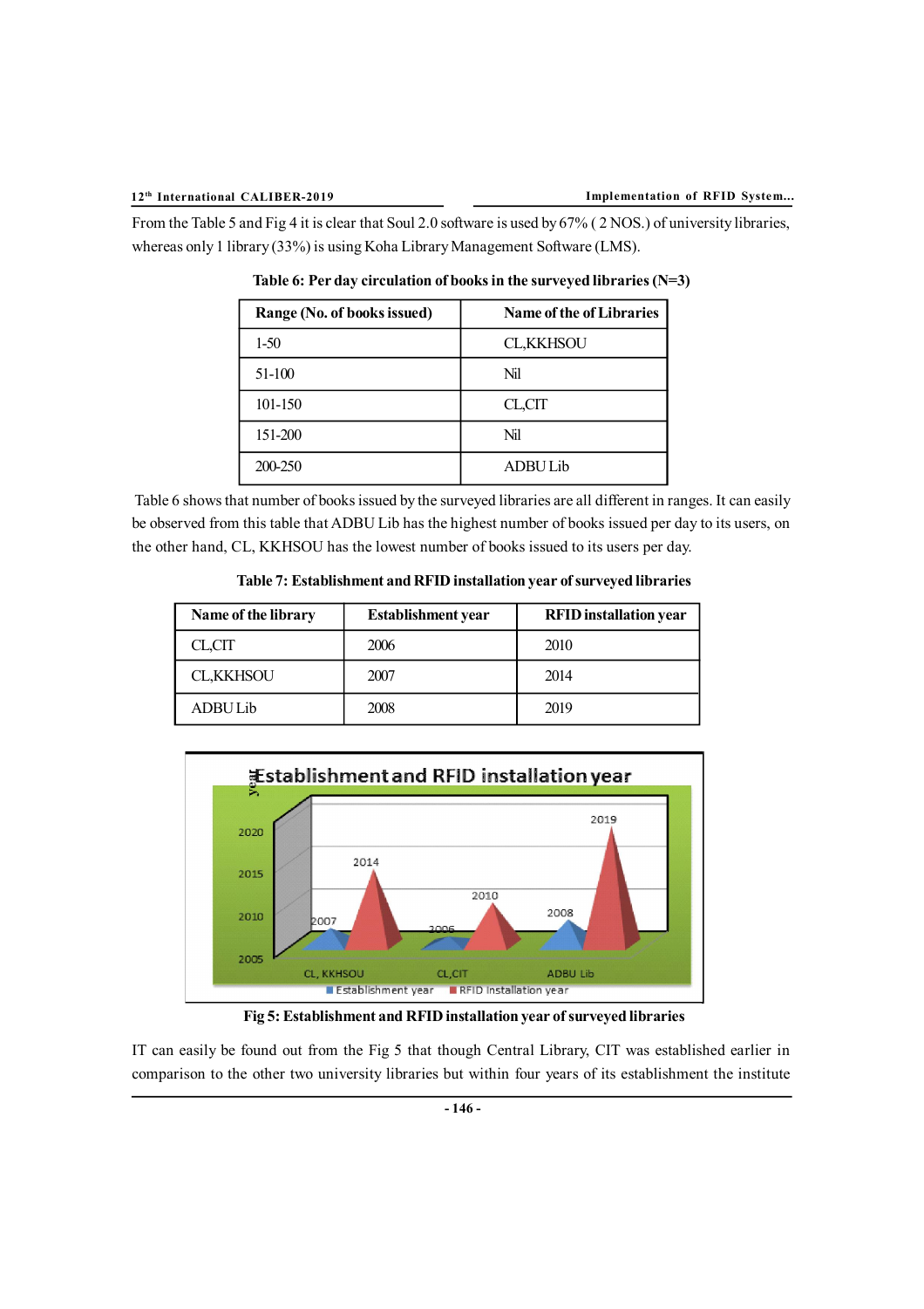From the Table 5 and Fig 4 it is clear that Soul 2.0 software is used by 67% ( 2 NOS.) of university libraries, whereas only 1 library (33%) is using Koha Library Management Software (LMS).

**Table 6: Per day circulation of books in the surveyed libraries (N=3)**

| Range (No. of books issued) | Name of the of Libraries |
|---|---|
| 1-50 | CL,KKHSOU |
| 51-100 | Nil |
| 101-150 | CL,CIT |
| 151-200 | Nil |
| 200-250 | ADBU Lib |

Table 6 shows that number of books issued by the surveyed libraries are all different in ranges. It can easily be observed from this table that ADBU Lib has the highest number of books issued per day to its users, on the other hand, CL, KKHSOU has the lowest number of books issued to its users per day.

**Table 7: Establishment and RFID installation year of surveyed libraries**

| Name of the library | Establishment year | RFID installation year |
|---|---|---|
| CL,CIT | 2006 | 2010 |
| CL,KKHSOU | 2007 | 2014 |
| ADBU Lib | 2008 | 2019 |

**Fig 5: Establishment and RFID installation year of surveyed libraries**

IT can easily be found out from the Fig 5 that though Central Library, CIT was established earlier in comparison to the other two university libraries but within four years of its establishment the institute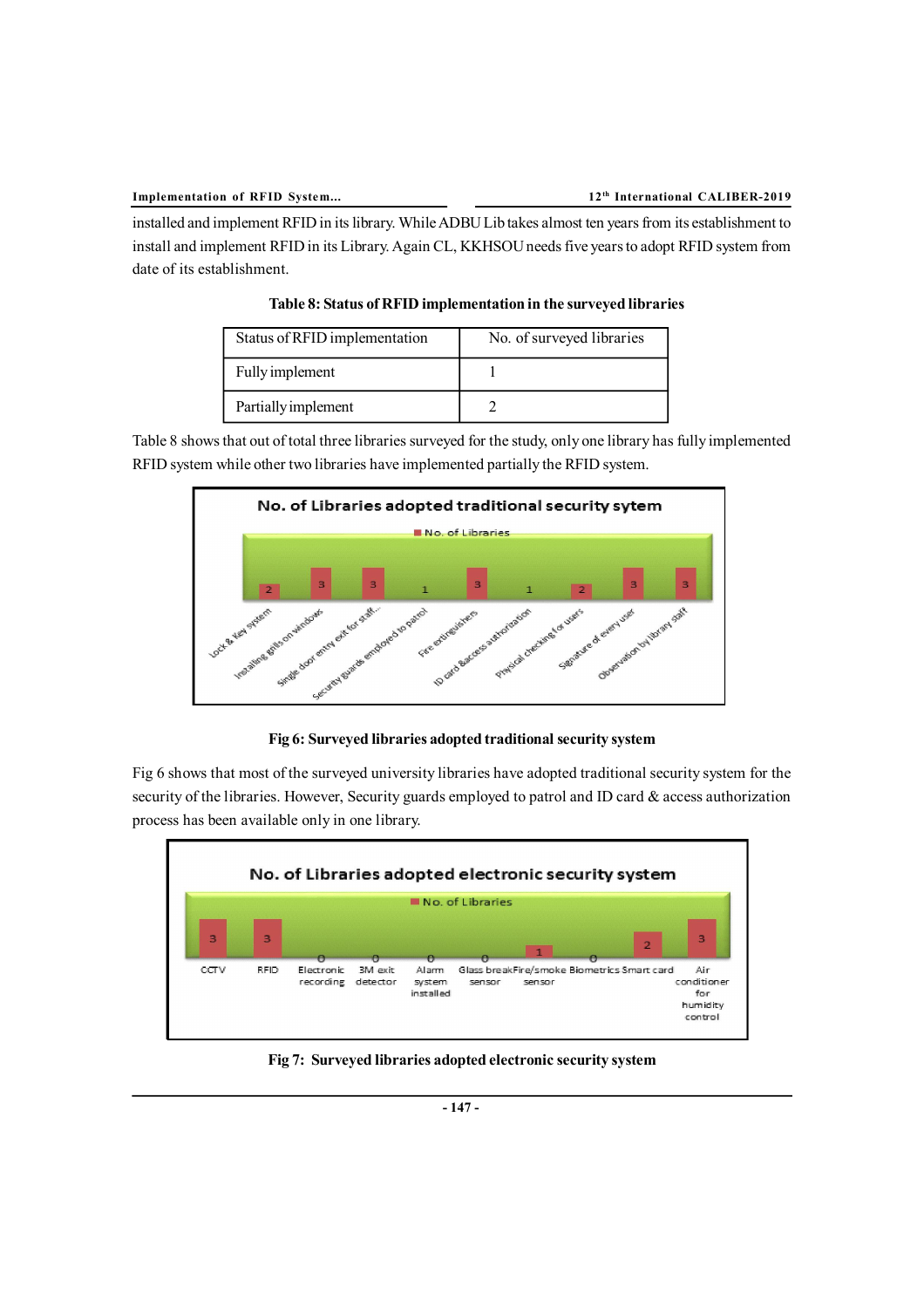installed and implement RFID in its library. While ADBU Lib takes almost ten years from its establishment to install and implement RFID in its Library. Again CL, KKHSOU needs five years to adopt RFID system from date of its establishment.

**Table 8: Status of RFID implementation in the surveyed libraries**

| Status of RFID implementation | No. of surveyed libraries |
|---|---|
| Fully implement | 1 |
| Partially implement | 2 |

Table 8 shows that out of total three libraries surveyed for the study, only one library has fully implemented RFID system while other two libraries have implemented partially the RFID system.

**Fig 6: Surveyed libraries adopted traditional security system**

Fig 6 shows that most of the surveyed university libraries have adopted traditional security system for the security of the libraries. However, Security guards employed to patrol and ID card & access authorization process has been available only in one library.

**Fig 7: Surveyed libraries adopted electronic security system**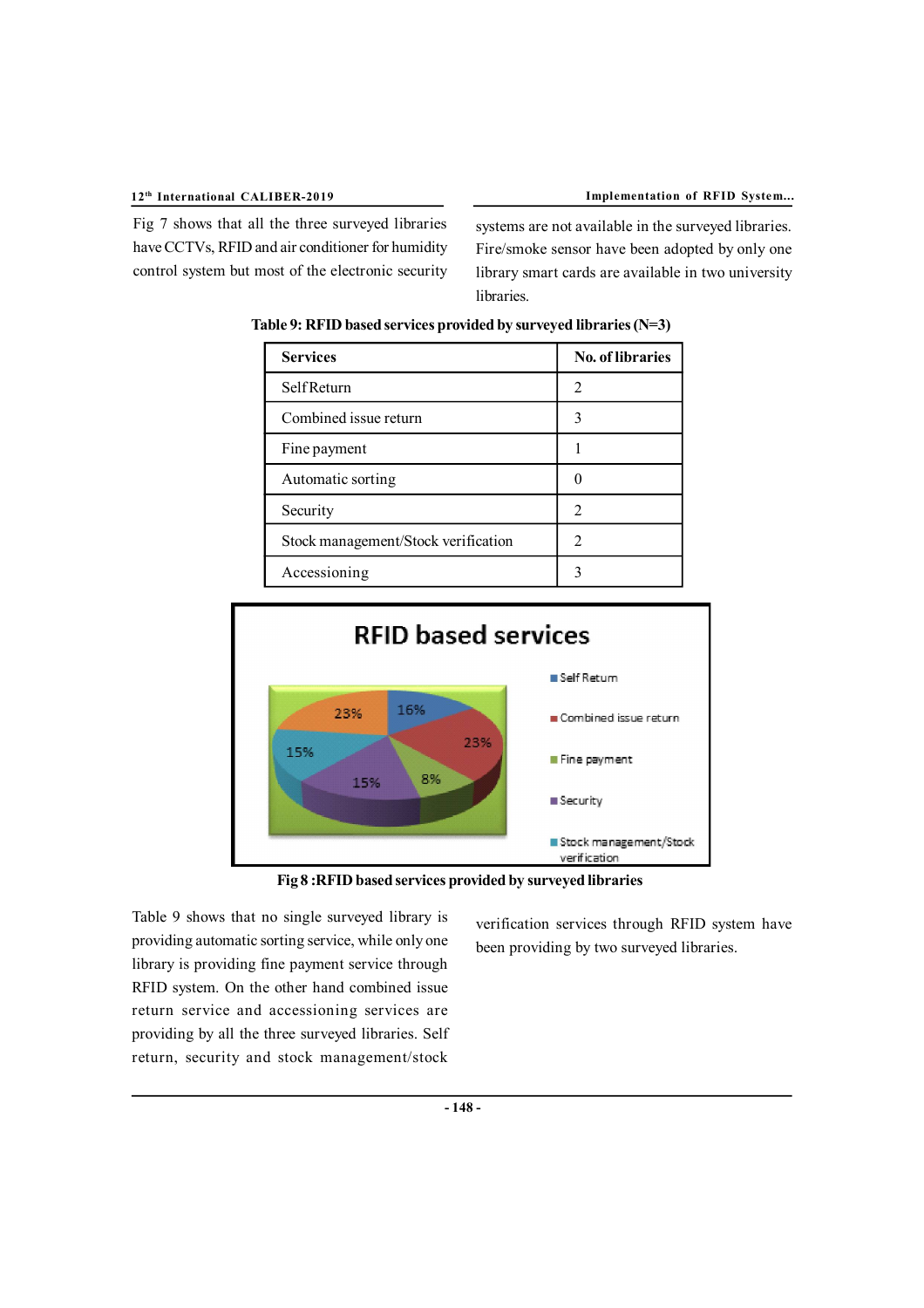Fig 7 shows that all the three surveyed libraries have CCTVs, RFID and air conditioner for humidity control system but most of the electronic security systems are not available in the surveyed libraries. Fire/smoke sensor have been adopted by only one library smart cards are available in two university libraries.

**Table 9: RFID based services provided by surveyed libraries (N=3)**

| Services | No. of libraries |
|---|---|
| Self Return | 2 |
| Combined issue return | 3 |
| Fine payment | 1 |
| Automatic sorting | 0 |
| Security | 2 |
| Stock management/Stock verification | 2 |
| Accessioning | 3 |

**Fig 8 :RFID based services provided by surveyed libraries**

Table 9 shows that no single surveyed library is providing automatic sorting service, while only one library is providing fine payment service through RFID system. On the other hand combined issue return service and accessioning services are providing by all the three surveyed libraries. Self return, security and stock management/stock verification services through RFID system have been providing by two surveyed libraries.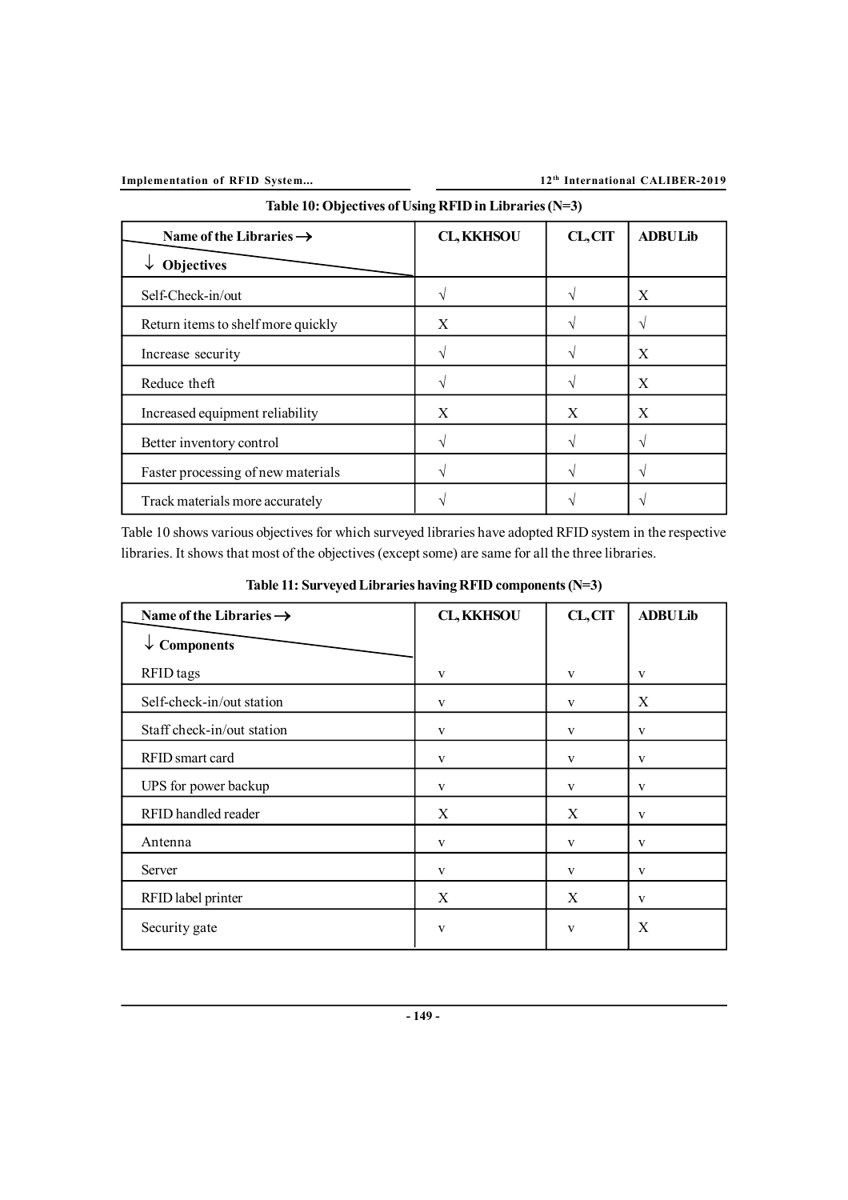**Table 10: Objectives of Using RFID in Libraries (N=3)**

| Name of the Libraries → / ↓ Objectives | CL, KKHSOU | CL, CIT | ADBU Lib |
|---|---|---|---|
| Self-Check-in/out | √ | √ | X |
| Return items to shelf more quickly | X | √ | √ |
| Increase security | √ | √ | X |
| Reduce theft | √ | √ | X |
| Increased equipment reliability | X | X | X |
| Better inventory control | √ | √ | √ |
| Faster processing of new materials | √ | √ | √ |
| Track materials more accurately | √ | √ | √ |

Table 10 shows various objectives for which surveyed libraries have adopted RFID system in the respective libraries. It shows that most of the objectives (except some) are same for all the three libraries.

**Table 11: Surveyed Libraries having RFID components (N=3)**

| Name of the Libraries → / ↓ Components | CL, KKHSOU | CL, CIT | ADBU Lib |
|---|---|---|---|
| RFID tags | v | v | v |
| Self-check-in/out station | v | v | X |
| Staff check-in/out station | v | v | v |
| RFID smart card | v | v | v |
| UPS for power backup | v | v | v |
| RFID handled reader | X | X | v |
| Antenna | v | v | v |
| Server | v | v | v |
| RFID label printer | X | X | v |
| Security gate | v | v | X |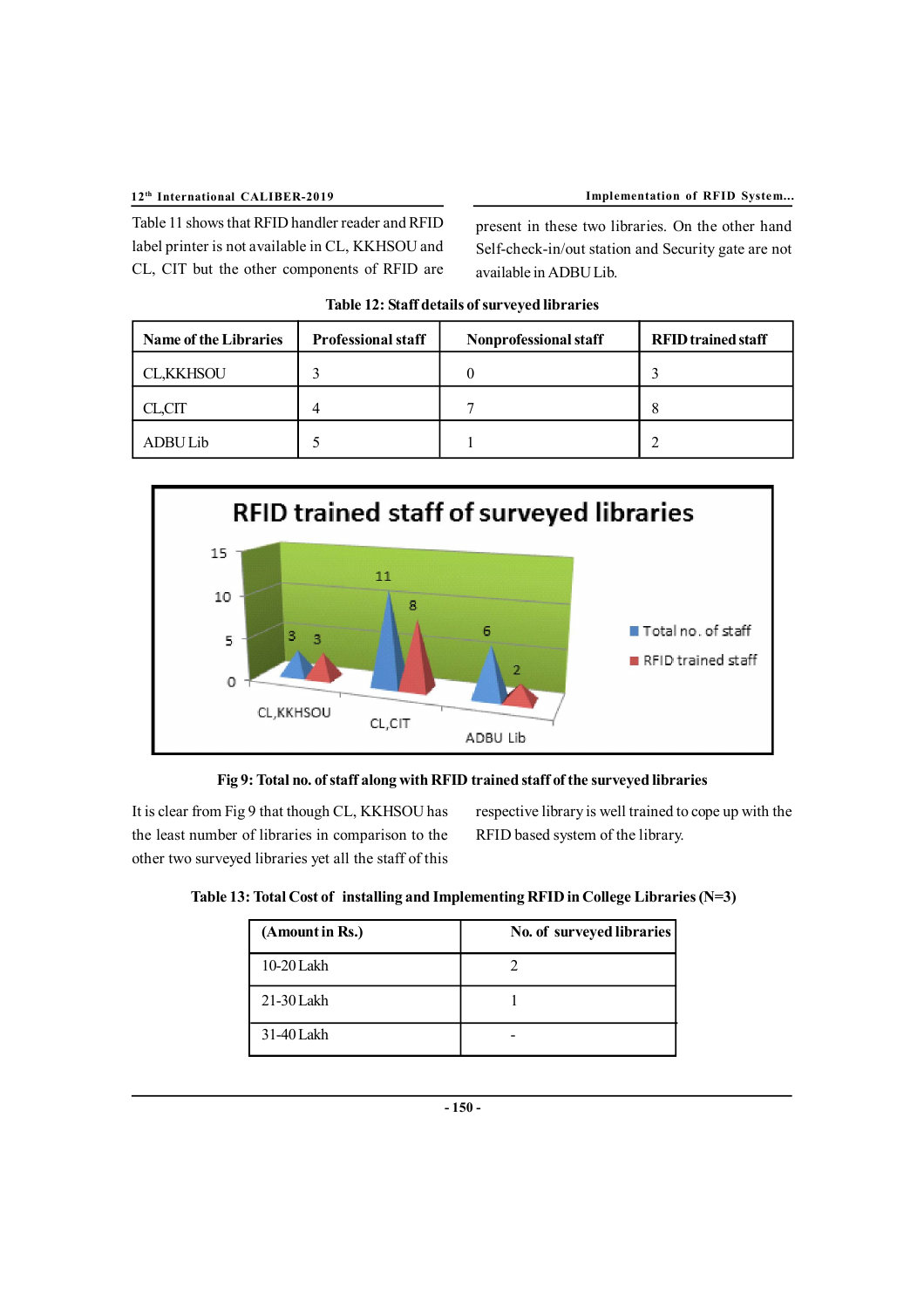Table 11 shows that RFID handler reader and RFID label printer is not available in CL, KKHSOU and CL, CIT but the other components of RFID are present in these two libraries. On the other hand Self-check-in/out station and Security gate are not available in ADBU Lib.

**Table 12: Staff details of surveyed libraries**

| Name of the Libraries | Professional staff | Nonprofessional staff | RFID trained staff |
|---|---|---|---|
| CL,KKHSOU | 3 | 0 | 3 |
| CL,CIT | 4 | 7 | 8 |
| ADBU Lib | 5 | 1 | 2 |

**Fig 9: Total no. of staff along with RFID trained staff of the surveyed libraries**

It is clear from Fig 9 that though CL, KKHSOU has the least number of libraries in comparison to the other two surveyed libraries yet all the staff of this respective library is well trained to cope up with the RFID based system of the library.

**Table 13: Total Cost of installing and Implementing RFID in College Libraries (N=3)**

| (Amount in Rs.) | No. of surveyed libraries |
|---|---|
| 10-20 Lakh | 2 |
| 21-30 Lakh | 1 |
| 31-40 Lakh | - |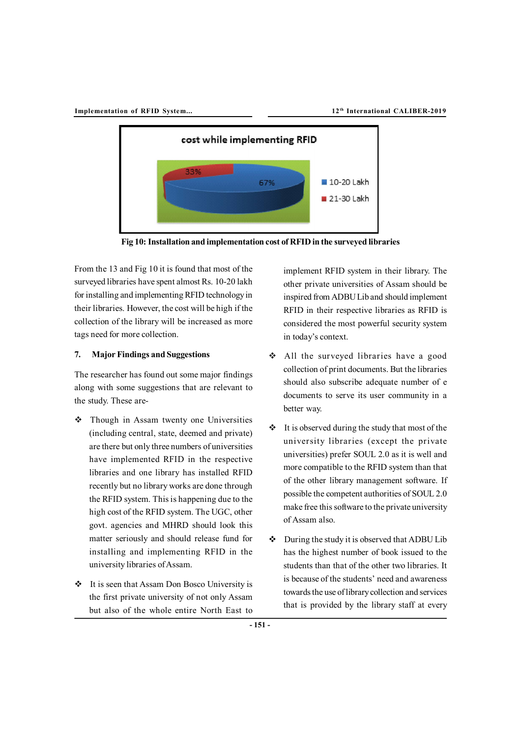Fig 10: Installation and implementation cost of RFID in the surveyed libraries

From the 13 and Fig 10 it is found that most of the surveyed libraries have spent almost Rs. 10-20 lakh for installing and implementing RFID technology in their libraries. However, the cost will be high if the collection of the library will be increased as more tags need for more collection.

## 7. Major Findings and Suggestions

The researcher has found out some major findings along with some suggestions that are relevant to the study. These are-

- ❖ Though in Assam twenty one Universities (including central, state, deemed and private) are there but only three numbers of universities have implemented RFID in the respective libraries and one library has installed RFID recently but no library works are done through the RFID system. This is happening due to the high cost of the RFID system. The UGC, other govt. agencies and MHRD should look this matter seriously and should release fund for installing and implementing RFID in the university libraries of Assam.
- ❖ It is seen that Assam Don Bosco University is the first private university of not only Assam but also of the whole entire North East to implement RFID system in their library. The other private universities of Assam should be inspired from ADBU Lib and should implement RFID in their respective libraries as RFID is considered the most powerful security system in today's context.
- ❖ All the surveyed libraries have a good collection of print documents. But the libraries should also subscribe adequate number of e documents to serve its user community in a better way.
- ❖ It is observed during the study that most of the university libraries (except the private universities) prefer SOUL 2.0 as it is well and more compatible to the RFID system than that of the other library management software. If possible the competent authorities of SOUL 2.0 make free this software to the private university of Assam also.
- ❖ During the study it is observed that ADBU Lib has the highest number of book issued to the students than that of the other two libraries. It is because of the students' need and awareness towards the use of library collection and services that is provided by the library staff at every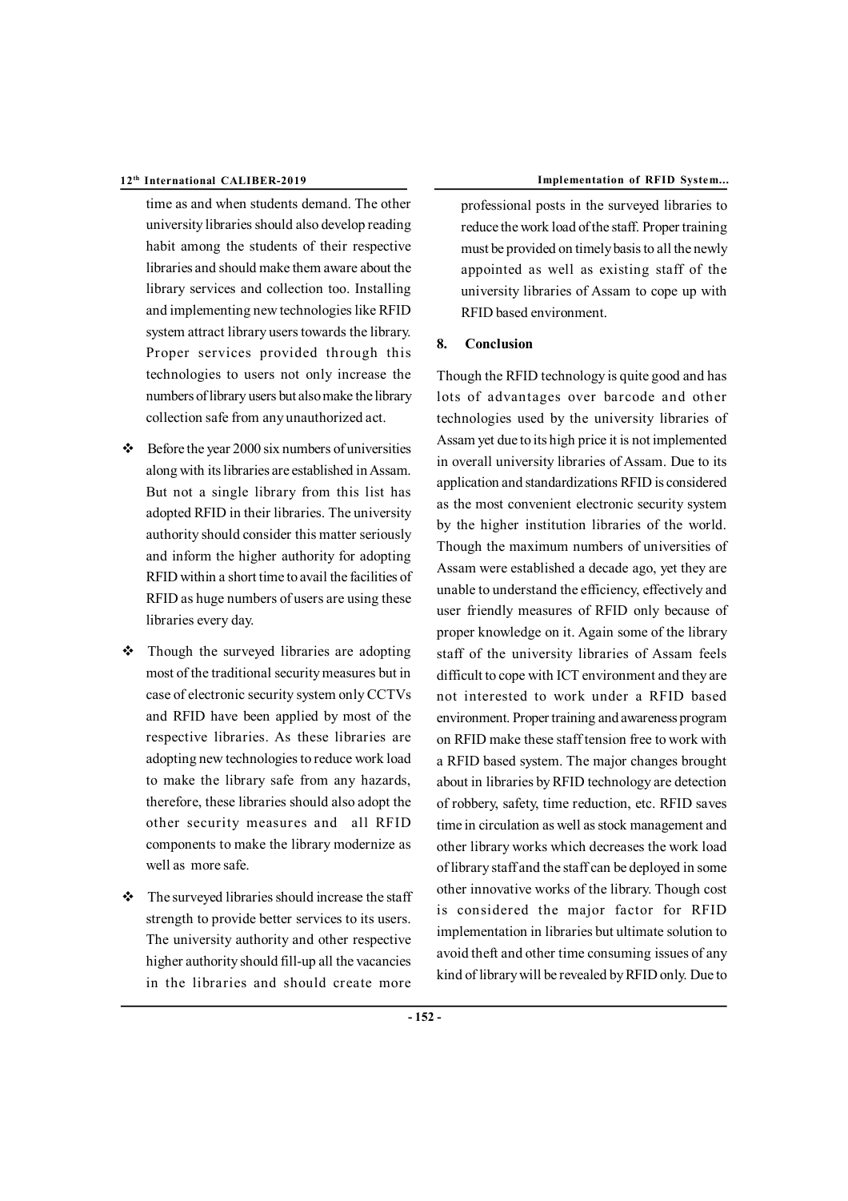time as and when students demand. The other university libraries should also develop reading habit among the students of their respective libraries and should make them aware about the library services and collection too. Installing and implementing new technologies like RFID system attract library users towards the library. Proper services provided through this technologies to users not only increase the numbers of library users but also make the library collection safe from any unauthorized act.

- Before the year 2000 six numbers of universities along with its libraries are established in Assam. But not a single library from this list has adopted RFID in their libraries. The university authority should consider this matter seriously and inform the higher authority for adopting RFID within a short time to avail the facilities of RFID as huge numbers of users are using these libraries every day.

- Though the surveyed libraries are adopting most of the traditional security measures but in case of electronic security system only CCTVs and RFID have been applied by most of the respective libraries. As these libraries are adopting new technologies to reduce work load to make the library safe from any hazards, therefore, these libraries should also adopt the other security measures and all RFID components to make the library modernize as well as more safe.

- The surveyed libraries should increase the staff strength to provide better services to its users. The university authority and other respective higher authority should fill-up all the vacancies in the libraries and should create more professional posts in the surveyed libraries to reduce the work load of the staff. Proper training must be provided on timely basis to all the newly appointed as well as existing staff of the university libraries of Assam to cope up with RFID based environment.

## 8. Conclusion

Though the RFID technology is quite good and has lots of advantages over barcode and other technologies used by the university libraries of Assam yet due to its high price it is not implemented in overall university libraries of Assam. Due to its application and standardizations RFID is considered as the most convenient electronic security system by the higher institution libraries of the world. Though the maximum numbers of universities of Assam were established a decade ago, yet they are unable to understand the efficiency, effectively and user friendly measures of RFID only because of proper knowledge on it. Again some of the library staff of the university libraries of Assam feels difficult to cope with ICT environment and they are not interested to work under a RFID based environment. Proper training and awareness program on RFID make these staff tension free to work with a RFID based system. The major changes brought about in libraries by RFID technology are detection of robbery, safety, time reduction, etc. RFID saves time in circulation as well as stock management and other library works which decreases the work load of library staff and the staff can be deployed in some other innovative works of the library. Though cost is considered the major factor for RFID implementation in libraries but ultimate solution to avoid theft and other time consuming issues of any kind of library will be revealed by RFID only. Due to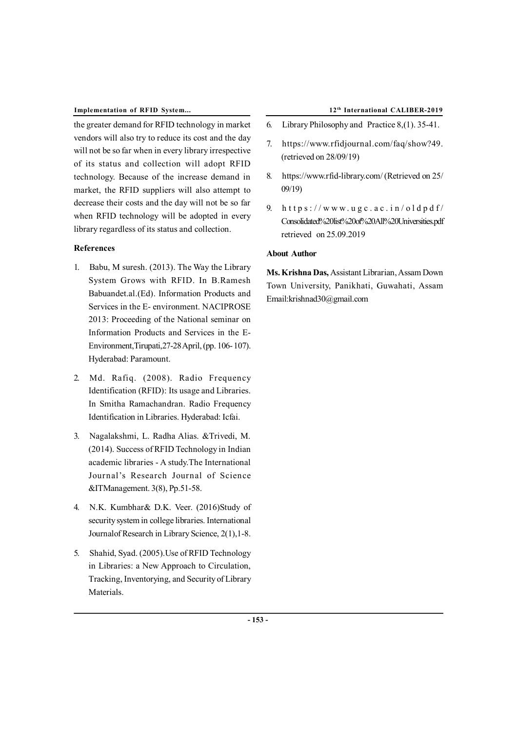the greater demand for RFID technology in market vendors will also try to reduce its cost and the day will not be so far when in every library irrespective of its status and collection will adopt RFID technology. Because of the increase demand in market, the RFID suppliers will also attempt to decrease their costs and the day will not be so far when RFID technology will be adopted in every library regardless of its status and collection.

## References

1. Babu, M suresh. (2013). The Way the Library System Grows with RFID. In B.Ramesh Babuandet.al.(Ed). Information Products and Services in the E- environment. NACIPROSE 2013: Proceeding of the National seminar on Information Products and Services in the E-Environment,Tirupati,27-28 April, (pp. 106- 107). Hyderabad: Paramount.

2. Md. Rafiq. (2008). Radio Frequency Identification (RFID): Its usage and Libraries. In Smitha Ramachandran. Radio Frequency Identification in Libraries. Hyderabad: Icfai.

3. Nagalakshmi, L. Radha Alias. &Trivedi, M. (2014). Success of RFID Technology in Indian academic libraries - A study.The International Journal's Research Journal of Science &ITManagement. 3(8), Pp.51-58.

4. N.K. Kumbhar& D.K. Veer. (2016)Study of security system in college libraries. International Journalof Research in Library Science, 2(1),1-8.

5. Shahid, Syad. (2005).Use of RFID Technology in Libraries: a New Approach to Circulation, Tracking, Inventorying, and Security of Library Materials.

6. Library Philosophy and Practice 8,(1). 35-41.

7. https://www.rfidjournal.com/faq/show?49. (retrieved on 28/09/19)

8. https://www.rfid-library.com/ (Retrieved on 25/09/19)

9. https://www.ugc.ac.in/oldpdf/Consolidated%20list%20of%20All%20Universities.pdf retrieved on 25.09.2019

## About Author

**Ms. Krishna Das,** Assistant Librarian, Assam Down Town University, Panikhati, Guwahati, Assam Email:krishnad30@gmail.com